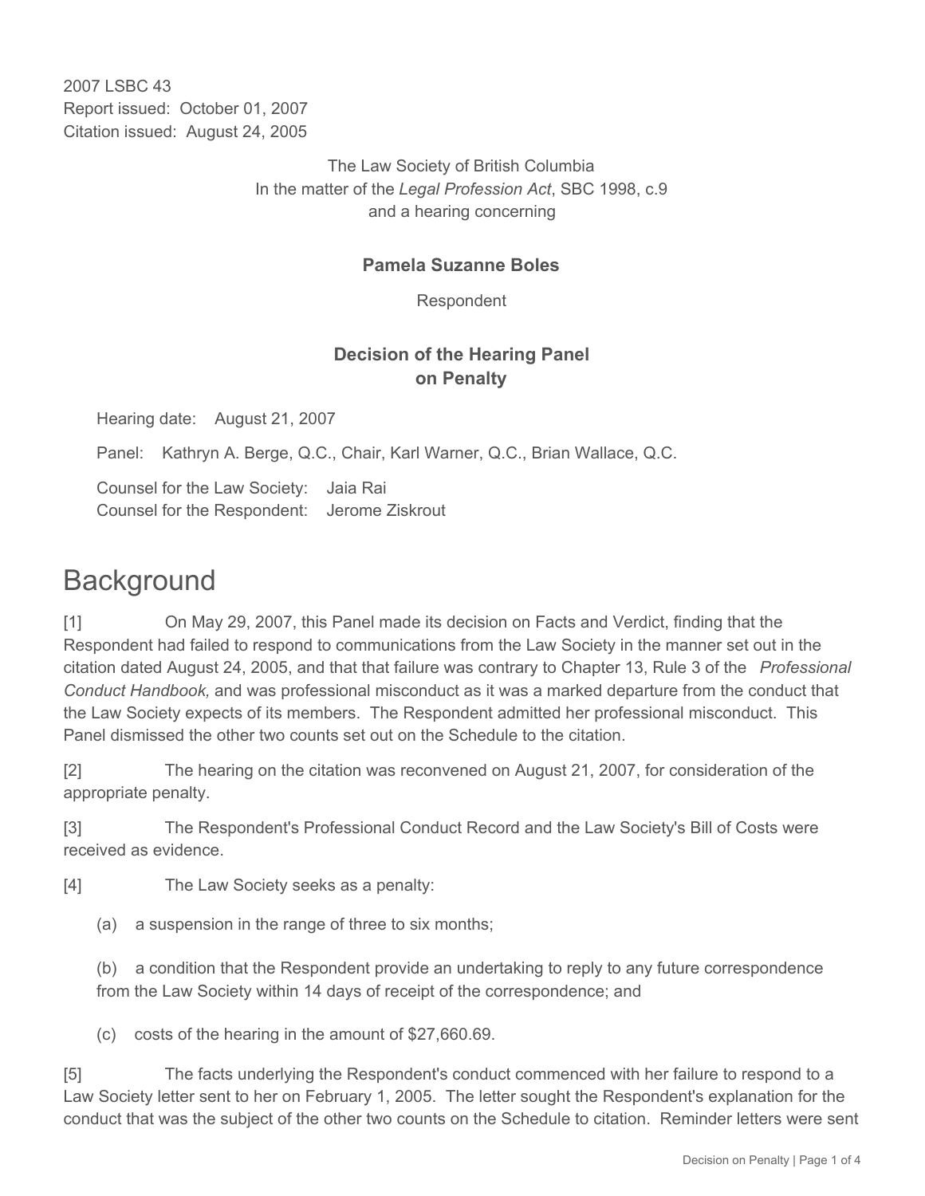2007 LSBC 43
Report issued: October 01, 2007
Citation issued: August 24, 2005

The Law Society of British Columbia
In the matter of the *Legal Profession Act*, SBC 1998, c.9
and a hearing concerning

**Pamela Suzanne Boles**

Respondent

**Decision of the Hearing Panel on Penalty**

Hearing date: August 21, 2007

Panel: Kathryn A. Berge, Q.C., Chair, Karl Warner, Q.C., Brian Wallace, Q.C.

Counsel for the Law Society: Jaia Rai
Counsel for the Respondent: Jerome Ziskrout

# Background

[1] On May 29, 2007, this Panel made its decision on Facts and Verdict, finding that the Respondent had failed to respond to communications from the Law Society in the manner set out in the citation dated August 24, 2005, and that that failure was contrary to Chapter 13, Rule 3 of the *Professional Conduct Handbook,* and was professional misconduct as it was a marked departure from the conduct that the Law Society expects of its members. The Respondent admitted her professional misconduct. This Panel dismissed the other two counts set out on the Schedule to the citation.

[2] The hearing on the citation was reconvened on August 21, 2007, for consideration of the appropriate penalty.

[3] The Respondent's Professional Conduct Record and the Law Society's Bill of Costs were received as evidence.

[4] The Law Society seeks as a penalty:

(a) a suspension in the range of three to six months;

(b) a condition that the Respondent provide an undertaking to reply to any future correspondence from the Law Society within 14 days of receipt of the correspondence; and

(c) costs of the hearing in the amount of $27,660.69.

[5] The facts underlying the Respondent's conduct commenced with her failure to respond to a Law Society letter sent to her on February 1, 2005. The letter sought the Respondent's explanation for the conduct that was the subject of the other two counts on the Schedule to citation. Reminder letters were sent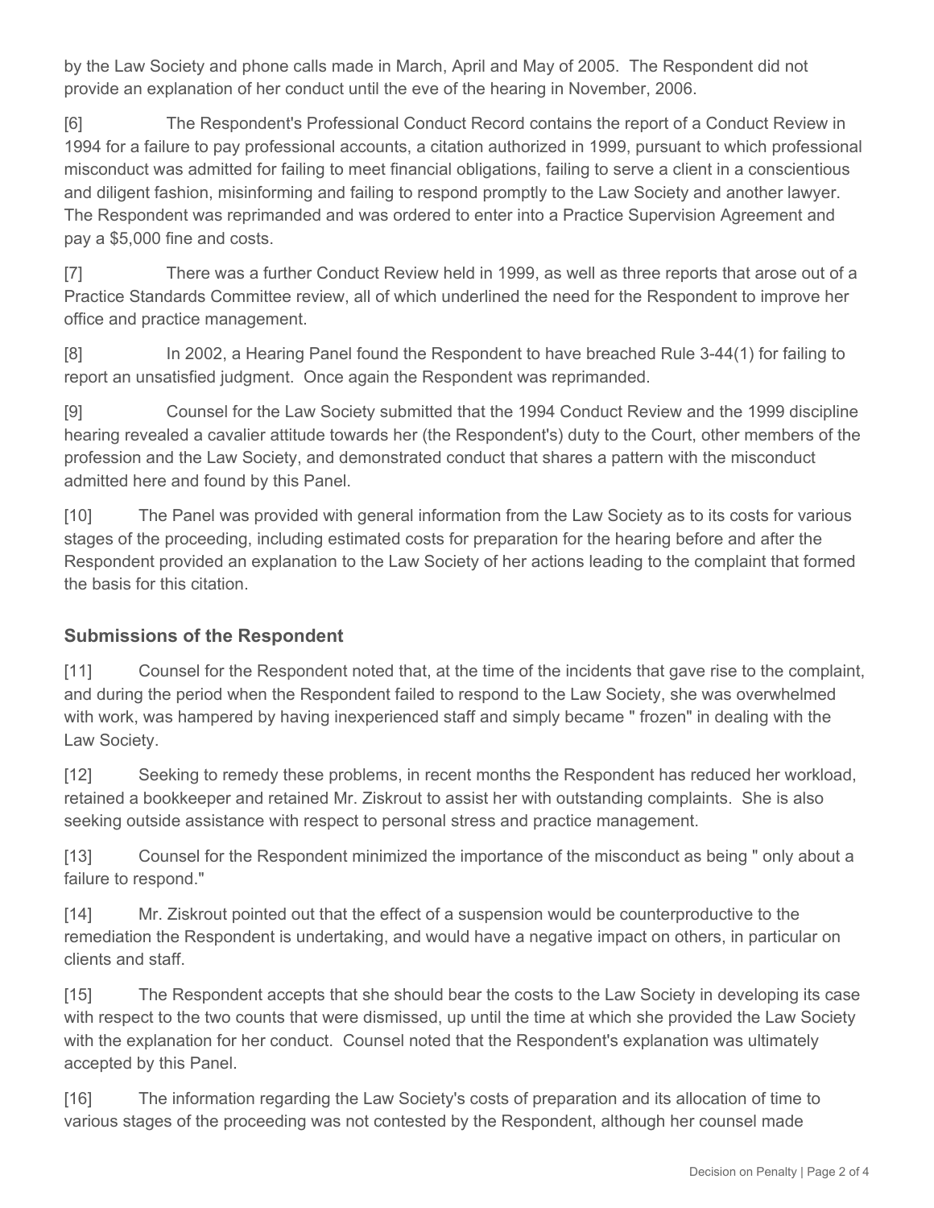by the Law Society and phone calls made in March, April and May of 2005. The Respondent did not provide an explanation of her conduct until the eve of the hearing in November, 2006.

[6] The Respondent's Professional Conduct Record contains the report of a Conduct Review in 1994 for a failure to pay professional accounts, a citation authorized in 1999, pursuant to which professional misconduct was admitted for failing to meet financial obligations, failing to serve a client in a conscientious and diligent fashion, misinforming and failing to respond promptly to the Law Society and another lawyer. The Respondent was reprimanded and was ordered to enter into a Practice Supervision Agreement and pay a $5,000 fine and costs.

[7] There was a further Conduct Review held in 1999, as well as three reports that arose out of a Practice Standards Committee review, all of which underlined the need for the Respondent to improve her office and practice management.

[8] In 2002, a Hearing Panel found the Respondent to have breached Rule 3-44(1) for failing to report an unsatisfied judgment. Once again the Respondent was reprimanded.

[9] Counsel for the Law Society submitted that the 1994 Conduct Review and the 1999 discipline hearing revealed a cavalier attitude towards her (the Respondent's) duty to the Court, other members of the profession and the Law Society, and demonstrated conduct that shares a pattern with the misconduct admitted here and found by this Panel.

[10] The Panel was provided with general information from the Law Society as to its costs for various stages of the proceeding, including estimated costs for preparation for the hearing before and after the Respondent provided an explanation to the Law Society of her actions leading to the complaint that formed the basis for this citation.

## Submissions of the Respondent

[11] Counsel for the Respondent noted that, at the time of the incidents that gave rise to the complaint, and during the period when the Respondent failed to respond to the Law Society, she was overwhelmed with work, was hampered by having inexperienced staff and simply became " frozen" in dealing with the Law Society.

[12] Seeking to remedy these problems, in recent months the Respondent has reduced her workload, retained a bookkeeper and retained Mr. Ziskrout to assist her with outstanding complaints. She is also seeking outside assistance with respect to personal stress and practice management.

[13] Counsel for the Respondent minimized the importance of the misconduct as being " only about a failure to respond."

[14] Mr. Ziskrout pointed out that the effect of a suspension would be counterproductive to the remediation the Respondent is undertaking, and would have a negative impact on others, in particular on clients and staff.

[15] The Respondent accepts that she should bear the costs to the Law Society in developing its case with respect to the two counts that were dismissed, up until the time at which she provided the Law Society with the explanation for her conduct. Counsel noted that the Respondent's explanation was ultimately accepted by this Panel.

[16] The information regarding the Law Society's costs of preparation and its allocation of time to various stages of the proceeding was not contested by the Respondent, although her counsel made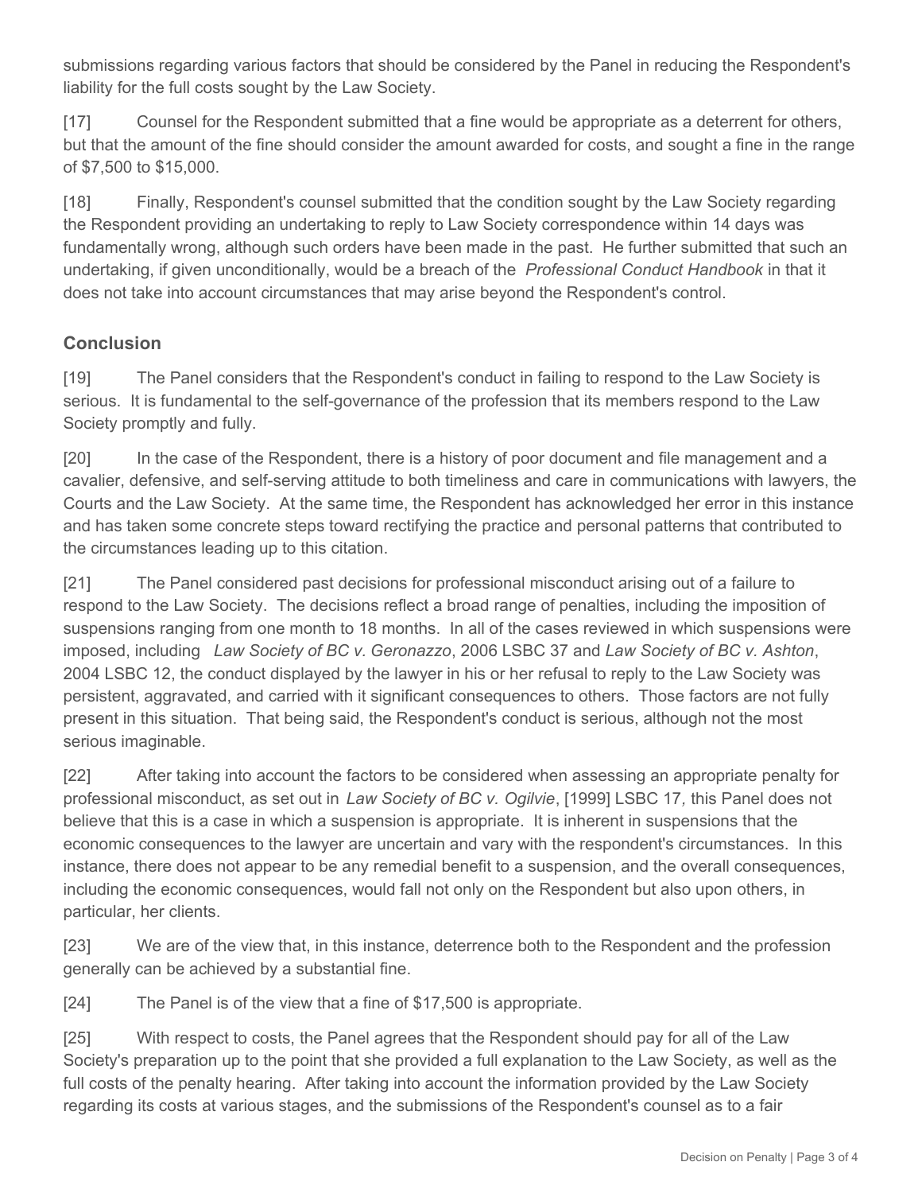submissions regarding various factors that should be considered by the Panel in reducing the Respondent's liability for the full costs sought by the Law Society.

[17] Counsel for the Respondent submitted that a fine would be appropriate as a deterrent for others, but that the amount of the fine should consider the amount awarded for costs, and sought a fine in the range of $7,500 to $15,000.

[18] Finally, Respondent's counsel submitted that the condition sought by the Law Society regarding the Respondent providing an undertaking to reply to Law Society correspondence within 14 days was fundamentally wrong, although such orders have been made in the past. He further submitted that such an undertaking, if given unconditionally, would be a breach of the *Professional Conduct Handbook* in that it does not take into account circumstances that may arise beyond the Respondent's control.

## Conclusion

[19] The Panel considers that the Respondent's conduct in failing to respond to the Law Society is serious. It is fundamental to the self-governance of the profession that its members respond to the Law Society promptly and fully.

[20] In the case of the Respondent, there is a history of poor document and file management and a cavalier, defensive, and self-serving attitude to both timeliness and care in communications with lawyers, the Courts and the Law Society. At the same time, the Respondent has acknowledged her error in this instance and has taken some concrete steps toward rectifying the practice and personal patterns that contributed to the circumstances leading up to this citation.

[21] The Panel considered past decisions for professional misconduct arising out of a failure to respond to the Law Society. The decisions reflect a broad range of penalties, including the imposition of suspensions ranging from one month to 18 months. In all of the cases reviewed in which suspensions were imposed, including *Law Society of BC v. Geronazzo*, 2006 LSBC 37 and *Law Society of BC v. Ashton*, 2004 LSBC 12, the conduct displayed by the lawyer in his or her refusal to reply to the Law Society was persistent, aggravated, and carried with it significant consequences to others. Those factors are not fully present in this situation. That being said, the Respondent's conduct is serious, although not the most serious imaginable.

[22] After taking into account the factors to be considered when assessing an appropriate penalty for professional misconduct, as set out in *Law Society of BC v. Ogilvie*, [1999] LSBC 17, this Panel does not believe that this is a case in which a suspension is appropriate. It is inherent in suspensions that the economic consequences to the lawyer are uncertain and vary with the respondent's circumstances. In this instance, there does not appear to be any remedial benefit to a suspension, and the overall consequences, including the economic consequences, would fall not only on the Respondent but also upon others, in particular, her clients.

[23] We are of the view that, in this instance, deterrence both to the Respondent and the profession generally can be achieved by a substantial fine.

[24] The Panel is of the view that a fine of $17,500 is appropriate.

[25] With respect to costs, the Panel agrees that the Respondent should pay for all of the Law Society's preparation up to the point that she provided a full explanation to the Law Society, as well as the full costs of the penalty hearing. After taking into account the information provided by the Law Society regarding its costs at various stages, and the submissions of the Respondent's counsel as to a fair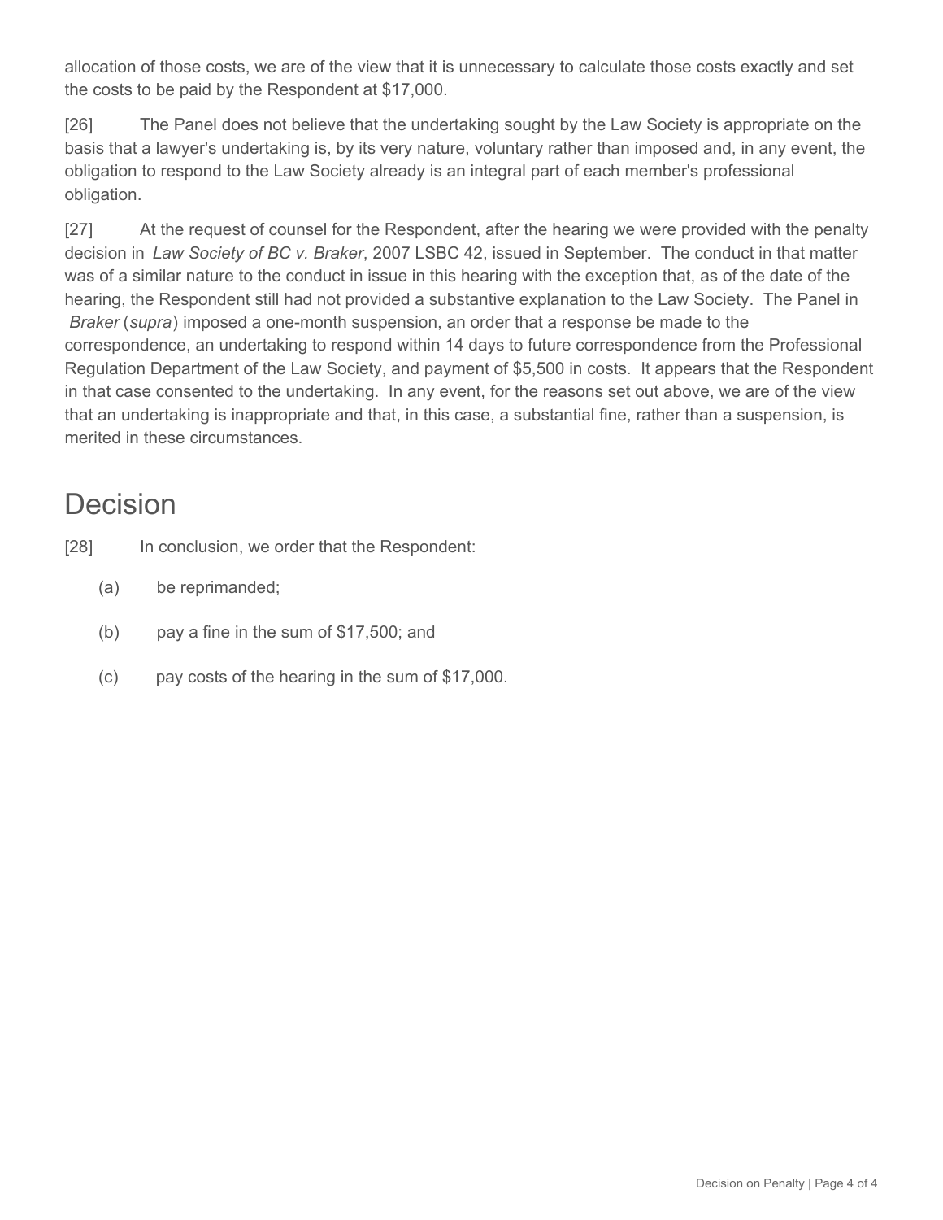allocation of those costs, we are of the view that it is unnecessary to calculate those costs exactly and set the costs to be paid by the Respondent at $17,000.

[26] The Panel does not believe that the undertaking sought by the Law Society is appropriate on the basis that a lawyer's undertaking is, by its very nature, voluntary rather than imposed and, in any event, the obligation to respond to the Law Society already is an integral part of each member's professional obligation.

[27] At the request of counsel for the Respondent, after the hearing we were provided with the penalty decision in *Law Society of BC v. Braker*, 2007 LSBC 42, issued in September. The conduct in that matter was of a similar nature to the conduct in issue in this hearing with the exception that, as of the date of the hearing, the Respondent still had not provided a substantive explanation to the Law Society. The Panel in *Braker* (*supra*) imposed a one-month suspension, an order that a response be made to the correspondence, an undertaking to respond within 14 days to future correspondence from the Professional Regulation Department of the Law Society, and payment of $5,500 in costs. It appears that the Respondent in that case consented to the undertaking. In any event, for the reasons set out above, we are of the view that an undertaking is inappropriate and that, in this case, a substantial fine, rather than a suspension, is merited in these circumstances.

# Decision

[28] In conclusion, we order that the Respondent:

(a) be reprimanded;

(b) pay a fine in the sum of $17,500; and

(c) pay costs of the hearing in the sum of $17,000.